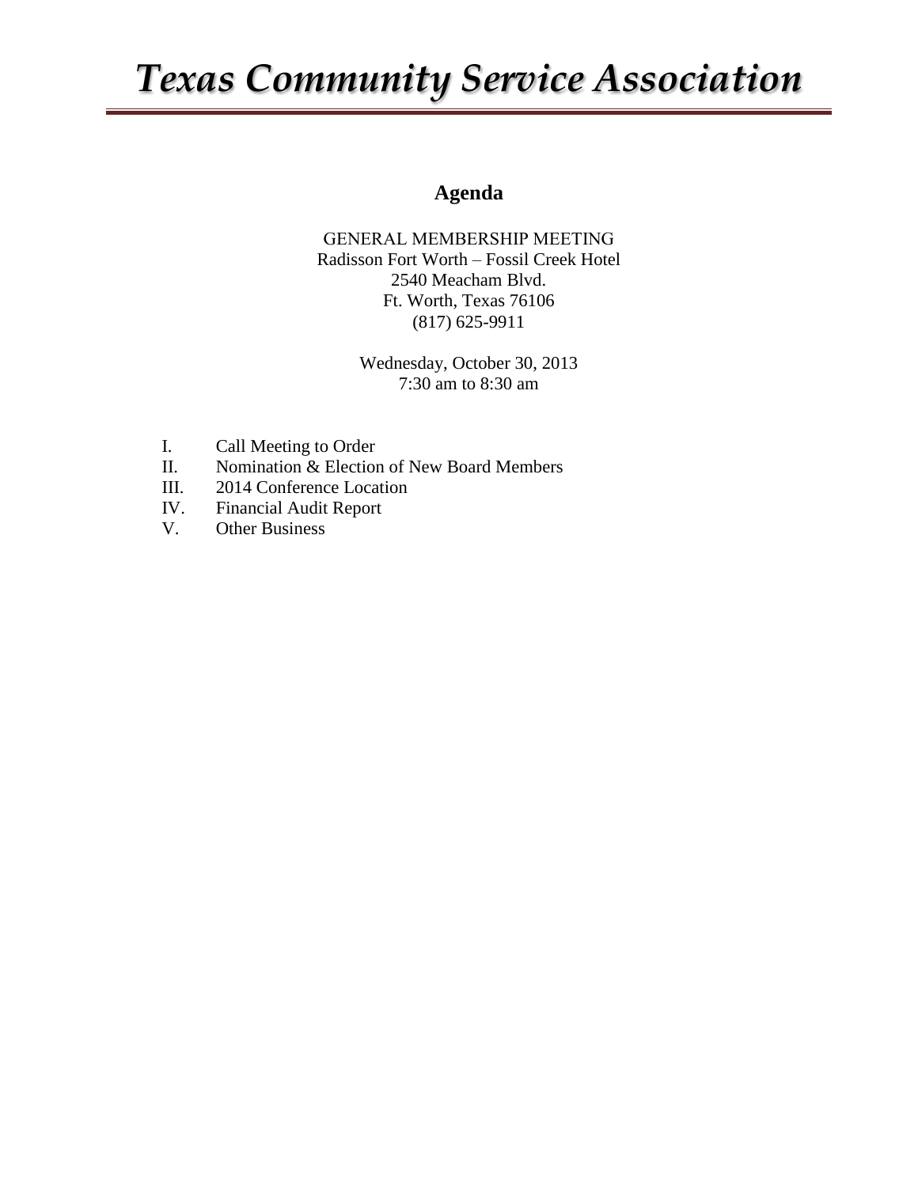# *Texas Community Service Association*

## Agenda

GENERAL MEMBERSHIP MEETING
Radisson Fort Worth – Fossil Creek Hotel
2540 Meacham Blvd.
Ft. Worth, Texas 76106
(817) 625-9911

Wednesday, October 30, 2013
7:30 am to 8:30 am

I. Call Meeting to Order
II. Nomination & Election of New Board Members
III. 2014 Conference Location
IV. Financial Audit Report
V. Other Business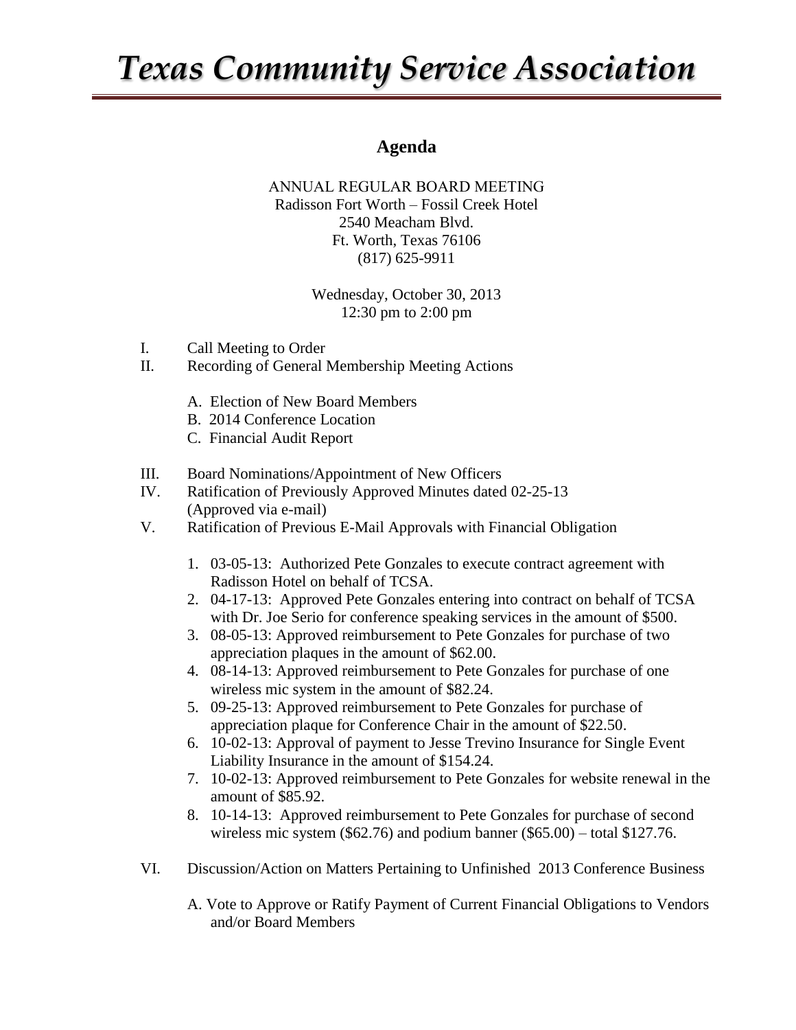# *Texas Community Service Association*

## Agenda

ANNUAL REGULAR BOARD MEETING
Radisson Fort Worth – Fossil Creek Hotel
2540 Meacham Blvd.
Ft. Worth, Texas 76106
(817) 625-9911

Wednesday, October 30, 2013
12:30 pm to 2:00 pm

I. Call Meeting to Order

II. Recording of General Membership Meeting Actions

   A. Election of New Board Members
   B. 2014 Conference Location
   C. Financial Audit Report

III. Board Nominations/Appointment of New Officers

IV. Ratification of Previously Approved Minutes dated 02-25-13 (Approved via e-mail)

V. Ratification of Previous E-Mail Approvals with Financial Obligation

   1. 03-05-13: Authorized Pete Gonzales to execute contract agreement with Radisson Hotel on behalf of TCSA.
   2. 04-17-13: Approved Pete Gonzales entering into contract on behalf of TCSA with Dr. Joe Serio for conference speaking services in the amount of $500.
   3. 08-05-13: Approved reimbursement to Pete Gonzales for purchase of two appreciation plaques in the amount of $62.00.
   4. 08-14-13: Approved reimbursement to Pete Gonzales for purchase of one wireless mic system in the amount of $82.24.
   5. 09-25-13: Approved reimbursement to Pete Gonzales for purchase of appreciation plaque for Conference Chair in the amount of $22.50.
   6. 10-02-13: Approval of payment to Jesse Trevino Insurance for Single Event Liability Insurance in the amount of $154.24.
   7. 10-02-13: Approved reimbursement to Pete Gonzales for website renewal in the amount of $85.92.
   8. 10-14-13: Approved reimbursement to Pete Gonzales for purchase of second wireless mic system ($62.76) and podium banner ($65.00) – total $127.76.

VI. Discussion/Action on Matters Pertaining to Unfinished 2013 Conference Business

   A. Vote to Approve or Ratify Payment of Current Financial Obligations to Vendors and/or Board Members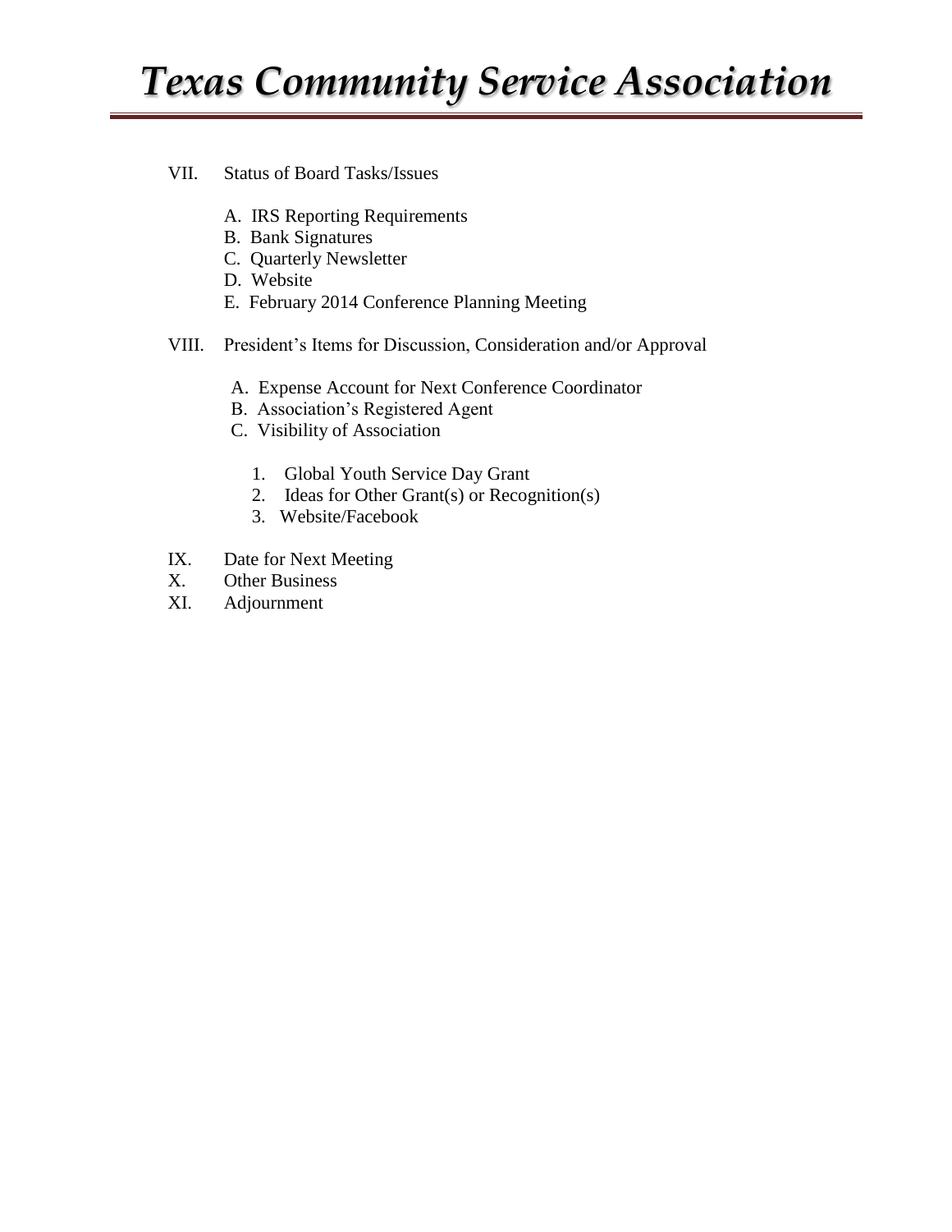# Texas Community Service Association

VII. Status of Board Tasks/Issues

   A. IRS Reporting Requirements
   B. Bank Signatures
   C. Quarterly Newsletter
   D. Website
   E. February 2014 Conference Planning Meeting

VIII. President's Items for Discussion, Consideration and/or Approval

   A. Expense Account for Next Conference Coordinator
   B. Association's Registered Agent
   C. Visibility of Association

      1. Global Youth Service Day Grant
      2. Ideas for Other Grant(s) or Recognition(s)
      3. Website/Facebook

IX. Date for Next Meeting

X. Other Business

XI. Adjournment